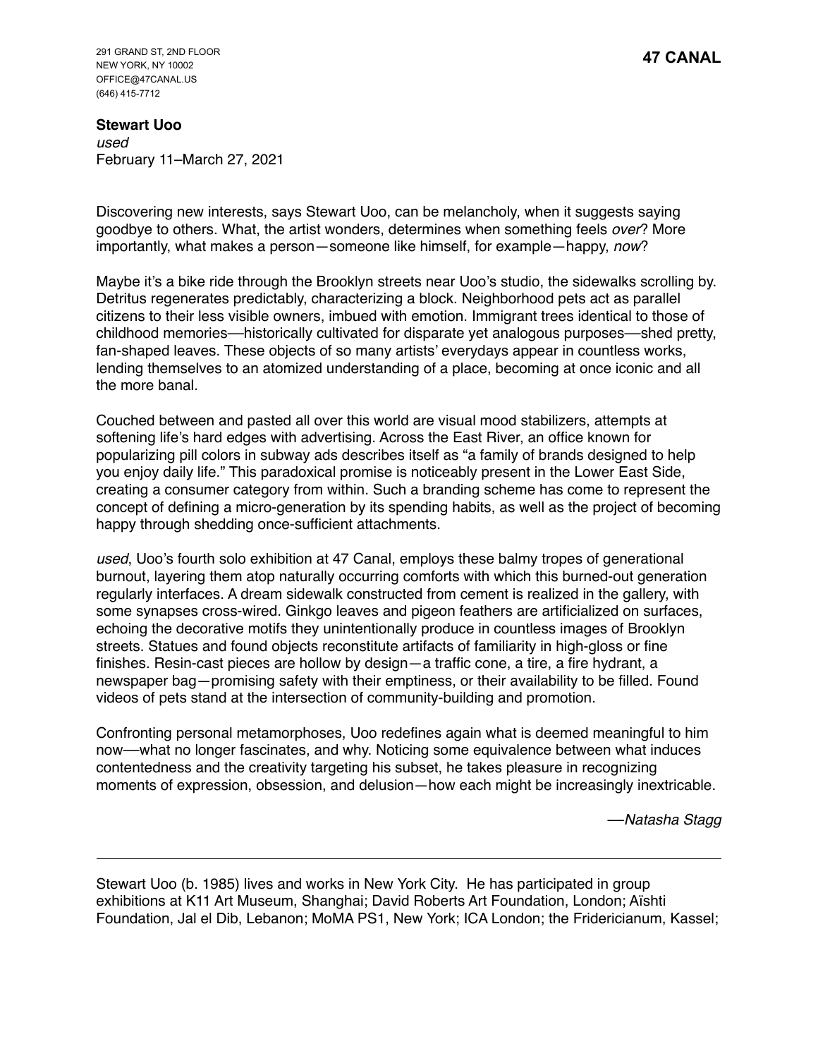291 GRAND ST, 2ND FLOOR
NEW YORK, NY 10002
OFFICE@47CANAL.US
(646) 415-7712

**47 CANAL**

**Stewart Uoo**
*used*
February 11–March 27, 2021

Discovering new interests, says Stewart Uoo, can be melancholy, when it suggests saying goodbye to others. What, the artist wonders, determines when something feels *over*? More importantly, what makes a person—someone like himself, for example—happy, *now*?

Maybe it's a bike ride through the Brooklyn streets near Uoo's studio, the sidewalks scrolling by. Detritus regenerates predictably, characterizing a block. Neighborhood pets act as parallel citizens to their less visible owners, imbued with emotion. Immigrant trees identical to those of childhood memories—historically cultivated for disparate yet analogous purposes—shed pretty, fan-shaped leaves. These objects of so many artists' everydays appear in countless works, lending themselves to an atomized understanding of a place, becoming at once iconic and all the more banal.

Couched between and pasted all over this world are visual mood stabilizers, attempts at softening life's hard edges with advertising. Across the East River, an office known for popularizing pill colors in subway ads describes itself as "a family of brands designed to help you enjoy daily life." This paradoxical promise is noticeably present in the Lower East Side, creating a consumer category from within. Such a branding scheme has come to represent the concept of defining a micro-generation by its spending habits, as well as the project of becoming happy through shedding once-sufficient attachments.

*used*, Uoo's fourth solo exhibition at 47 Canal, employs these balmy tropes of generational burnout, layering them atop naturally occurring comforts with which this burned-out generation regularly interfaces. A dream sidewalk constructed from cement is realized in the gallery, with some synapses cross-wired. Ginkgo leaves and pigeon feathers are artificialized on surfaces, echoing the decorative motifs they unintentionally produce in countless images of Brooklyn streets. Statues and found objects reconstitute artifacts of familiarity in high-gloss or fine finishes. Resin-cast pieces are hollow by design—a traffic cone, a tire, a fire hydrant, a newspaper bag—promising safety with their emptiness, or their availability to be filled. Found videos of pets stand at the intersection of community-building and promotion.

Confronting personal metamorphoses, Uoo redefines again what is deemed meaningful to him now—what no longer fascinates, and why. Noticing some equivalence between what induces contentedness and the creativity targeting his subset, he takes pleasure in recognizing moments of expression, obsession, and delusion—how each might be increasingly inextricable.

—*Natasha Stagg*

---

Stewart Uoo (b. 1985) lives and works in New York City. He has participated in group exhibitions at K11 Art Museum, Shanghai; David Roberts Art Foundation, London; Aïshti Foundation, Jal el Dib, Lebanon; MoMA PS1, New York; ICA London; the Fridericianum, Kassel;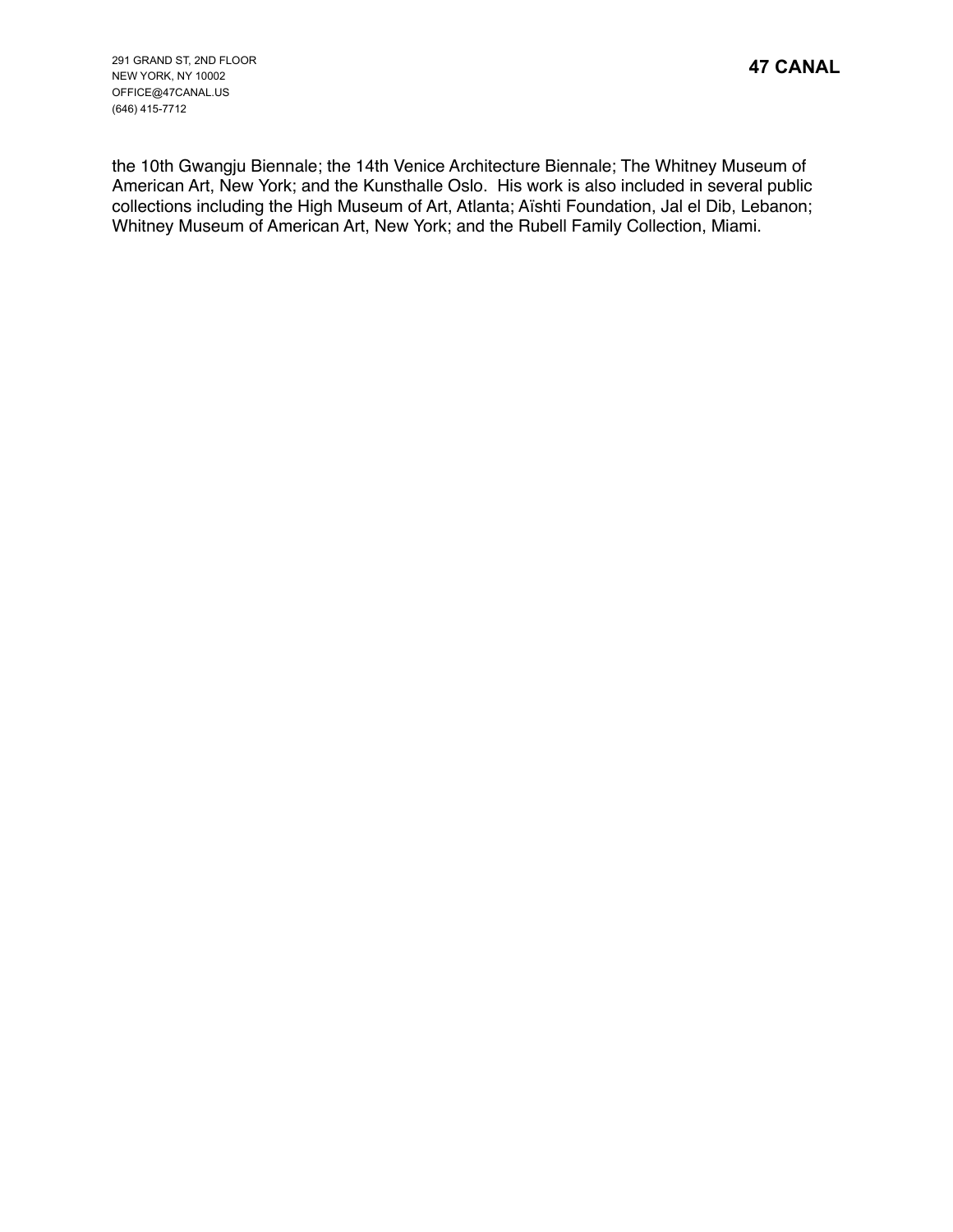the 10th Gwangju Biennale; the 14th Venice Architecture Biennale; The Whitney Museum of American Art, New York; and the Kunsthalle Oslo. His work is also included in several public collections including the High Museum of Art, Atlanta; Aïshti Foundation, Jal el Dib, Lebanon; Whitney Museum of American Art, New York; and the Rubell Family Collection, Miami.